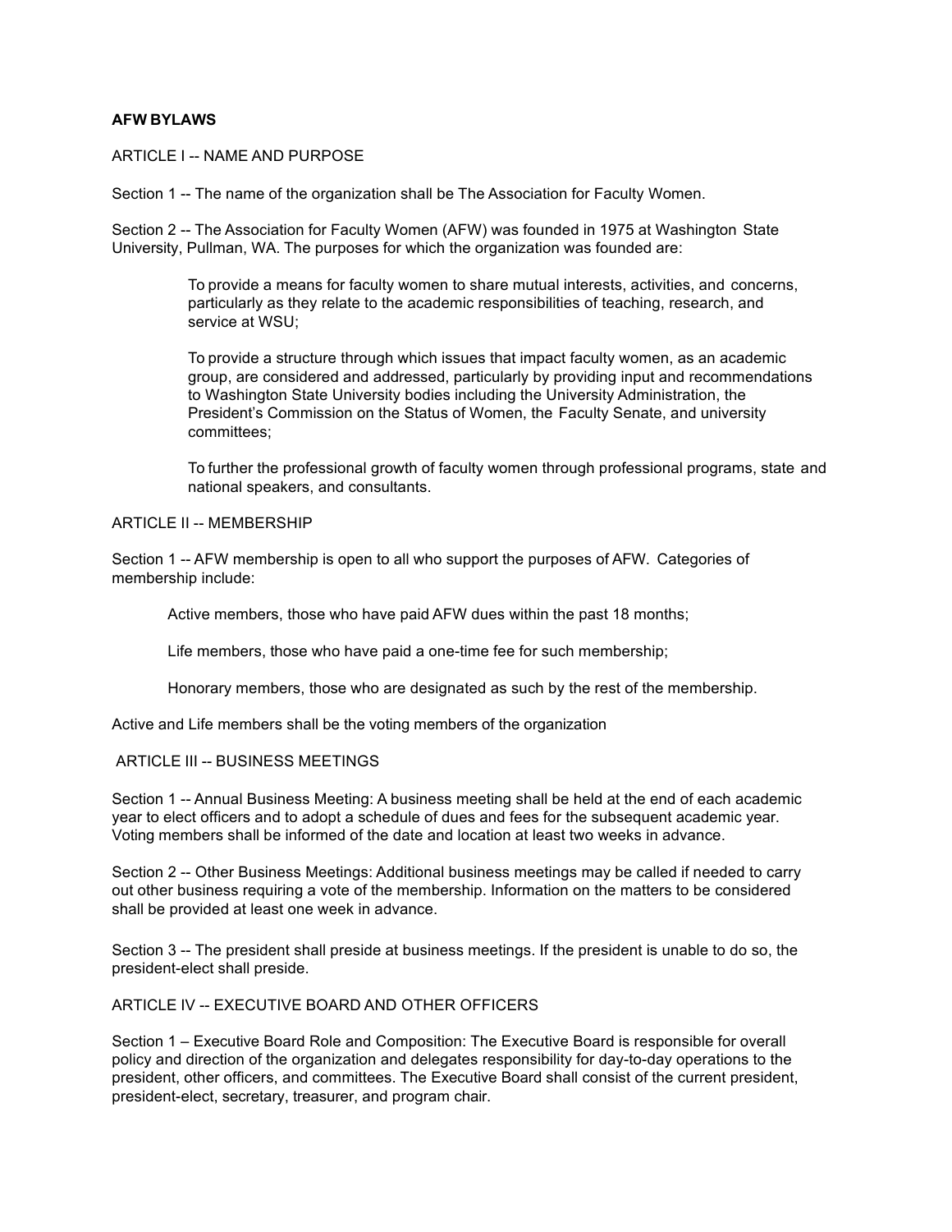# AFW BYLAWS

## ARTICLE I -- NAME AND PURPOSE

Section 1 -- The name of the organization shall be The Association for Faculty Women.

Section 2 -- The Association for Faculty Women (AFW) was founded in 1975 at Washington State University, Pullman, WA. The purposes for which the organization was founded are:

> To provide a means for faculty women to share mutual interests, activities, and concerns, particularly as they relate to the academic responsibilities of teaching, research, and service at WSU;
>
> To provide a structure through which issues that impact faculty women, as an academic group, are considered and addressed, particularly by providing input and recommendations to Washington State University bodies including the University Administration, the President's Commission on the Status of Women, the Faculty Senate, and university committees;
>
> To further the professional growth of faculty women through professional programs, state and national speakers, and consultants.

## ARTICLE II -- MEMBERSHIP

Section 1 -- AFW membership is open to all who support the purposes of AFW. Categories of membership include:

> Active members, those who have paid AFW dues within the past 18 months;
>
> Life members, those who have paid a one-time fee for such membership;
>
> Honorary members, those who are designated as such by the rest of the membership.

Active and Life members shall be the voting members of the organization

## ARTICLE III -- BUSINESS MEETINGS

Section 1 -- Annual Business Meeting: A business meeting shall be held at the end of each academic year to elect officers and to adopt a schedule of dues and fees for the subsequent academic year. Voting members shall be informed of the date and location at least two weeks in advance.

Section 2 -- Other Business Meetings: Additional business meetings may be called if needed to carry out other business requiring a vote of the membership. Information on the matters to be considered shall be provided at least one week in advance.

Section 3 -- The president shall preside at business meetings. If the president is unable to do so, the president-elect shall preside.

## ARTICLE IV -- EXECUTIVE BOARD AND OTHER OFFICERS

Section 1 – Executive Board Role and Composition: The Executive Board is responsible for overall policy and direction of the organization and delegates responsibility for day-to-day operations to the president, other officers, and committees. The Executive Board shall consist of the current president, president-elect, secretary, treasurer, and program chair.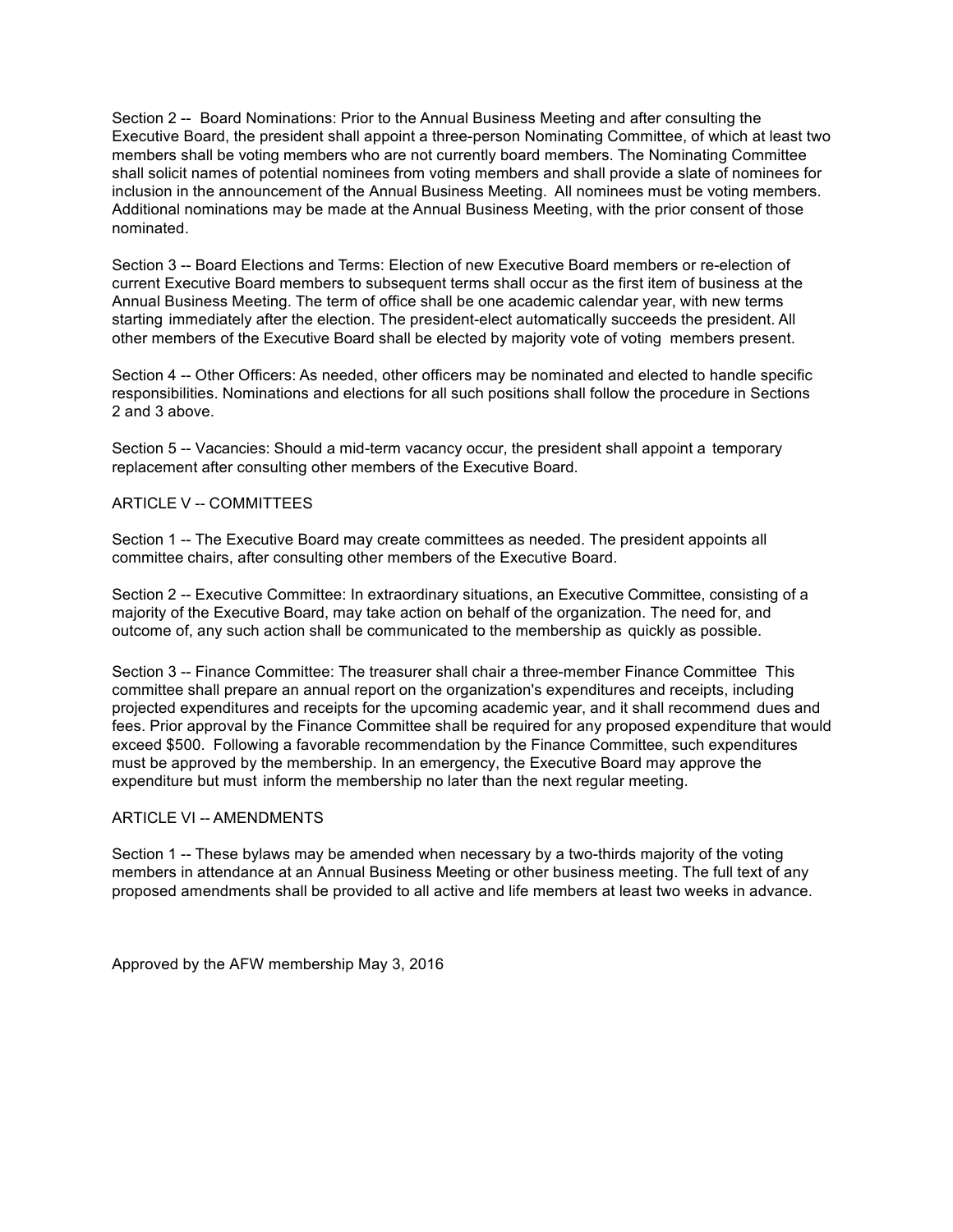Section 2 -- Board Nominations: Prior to the Annual Business Meeting and after consulting the Executive Board, the president shall appoint a three-person Nominating Committee, of which at least two members shall be voting members who are not currently board members. The Nominating Committee shall solicit names of potential nominees from voting members and shall provide a slate of nominees for inclusion in the announcement of the Annual Business Meeting. All nominees must be voting members. Additional nominations may be made at the Annual Business Meeting, with the prior consent of those nominated.

Section 3 -- Board Elections and Terms: Election of new Executive Board members or re-election of current Executive Board members to subsequent terms shall occur as the first item of business at the Annual Business Meeting. The term of office shall be one academic calendar year, with new terms starting immediately after the election. The president-elect automatically succeeds the president. All other members of the Executive Board shall be elected by majority vote of voting members present.

Section 4 -- Other Officers: As needed, other officers may be nominated and elected to handle specific responsibilities. Nominations and elections for all such positions shall follow the procedure in Sections 2 and 3 above.

Section 5 -- Vacancies: Should a mid-term vacancy occur, the president shall appoint a temporary replacement after consulting other members of the Executive Board.

## ARTICLE V -- COMMITTEES

Section 1 -- The Executive Board may create committees as needed. The president appoints all committee chairs, after consulting other members of the Executive Board.

Section 2 -- Executive Committee: In extraordinary situations, an Executive Committee, consisting of a majority of the Executive Board, may take action on behalf of the organization. The need for, and outcome of, any such action shall be communicated to the membership as quickly as possible.

Section 3 -- Finance Committee: The treasurer shall chair a three-member Finance Committee This committee shall prepare an annual report on the organization's expenditures and receipts, including projected expenditures and receipts for the upcoming academic year, and it shall recommend dues and fees. Prior approval by the Finance Committee shall be required for any proposed expenditure that would exceed $500. Following a favorable recommendation by the Finance Committee, such expenditures must be approved by the membership. In an emergency, the Executive Board may approve the expenditure but must inform the membership no later than the next regular meeting.

## ARTICLE VI -- AMENDMENTS

Section 1 -- These bylaws may be amended when necessary by a two-thirds majority of the voting members in attendance at an Annual Business Meeting or other business meeting. The full text of any proposed amendments shall be provided to all active and life members at least two weeks in advance.

Approved by the AFW membership May 3, 2016